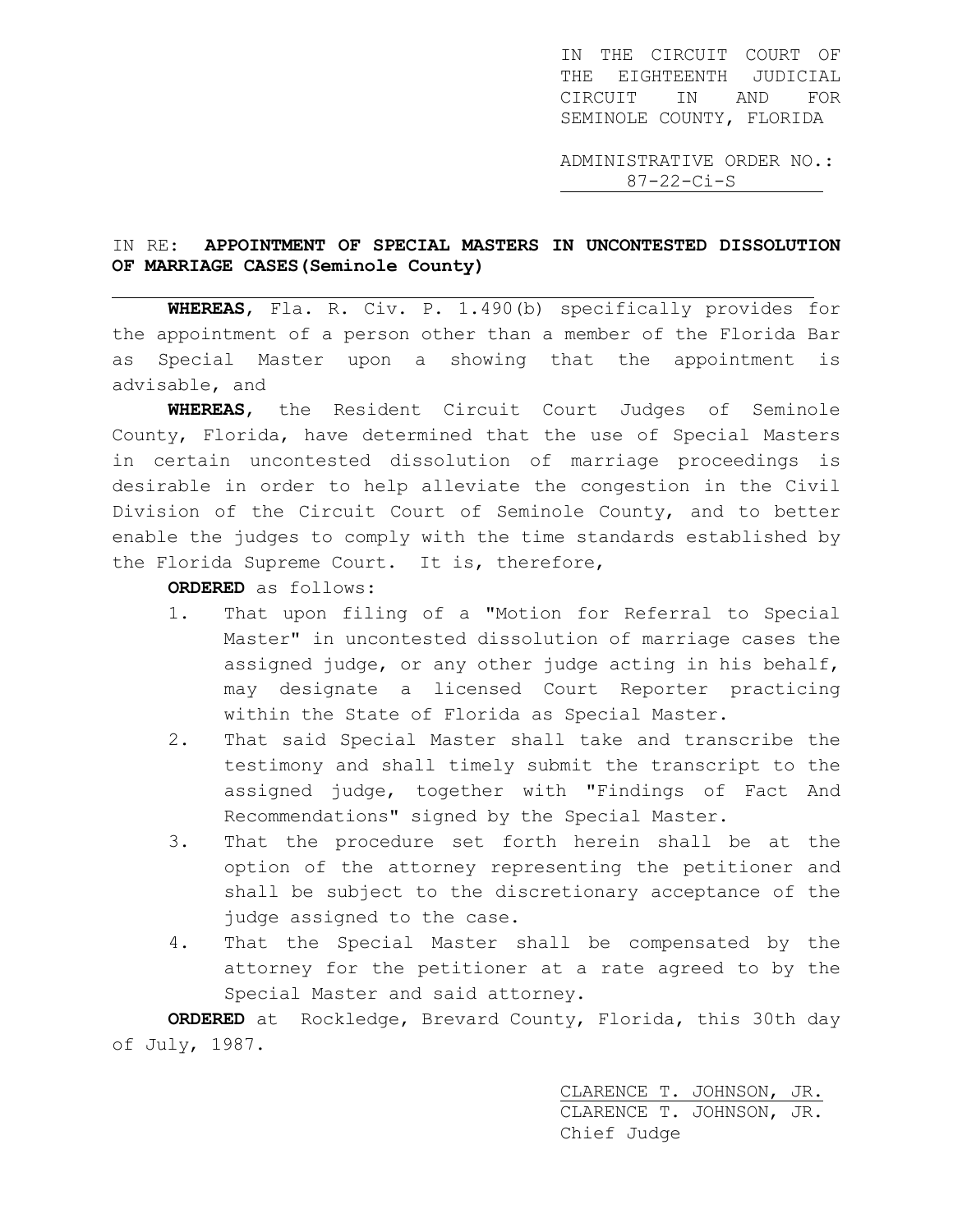IN THE CIRCUIT COURT OF THE EIGHTEENTH JUDICIAL CIRCUIT IN AND FOR SEMINOLE COUNTY, FLORIDA

ADMINISTRATIVE ORDER NO.: 87-22-Ci-S

IN RE: **APPOINTMENT OF SPECIAL MASTERS IN UNCONTESTED DISSOLUTION OF MARRIAGE CASES (Seminole County)**

---

**WHEREAS**, Fla. R. Civ. P. 1.490(b) specifically provides for the appointment of a person other than a member of the Florida Bar as Special Master upon a showing that the appointment is advisable, and

**WHEREAS**, the Resident Circuit Court Judges of Seminole County, Florida, have determined that the use of Special Masters in certain uncontested dissolution of marriage proceedings is desirable in order to help alleviate the congestion in the Civil Division of the Circuit Court of Seminole County, and to better enable the judges to comply with the time standards established by the Florida Supreme Court. It is, therefore,

**ORDERED** as follows:

1. That upon filing of a "Motion for Referral to Special Master" in uncontested dissolution of marriage cases the assigned judge, or any other judge acting in his behalf, may designate a licensed Court Reporter practicing within the State of Florida as Special Master.
2. That said Special Master shall take and transcribe the testimony and shall timely submit the transcript to the assigned judge, together with "Findings of Fact And Recommendations" signed by the Special Master.
3. That the procedure set forth herein shall be at the option of the attorney representing the petitioner and shall be subject to the discretionary acceptance of the judge assigned to the case.
4. That the Special Master shall be compensated by the attorney for the petitioner at a rate agreed to by the Special Master and said attorney.

**ORDERED** at Rockledge, Brevard County, Florida, this 30th day of July, 1987.

CLARENCE T. JOHNSON, JR.
CLARENCE T. JOHNSON, JR.
Chief Judge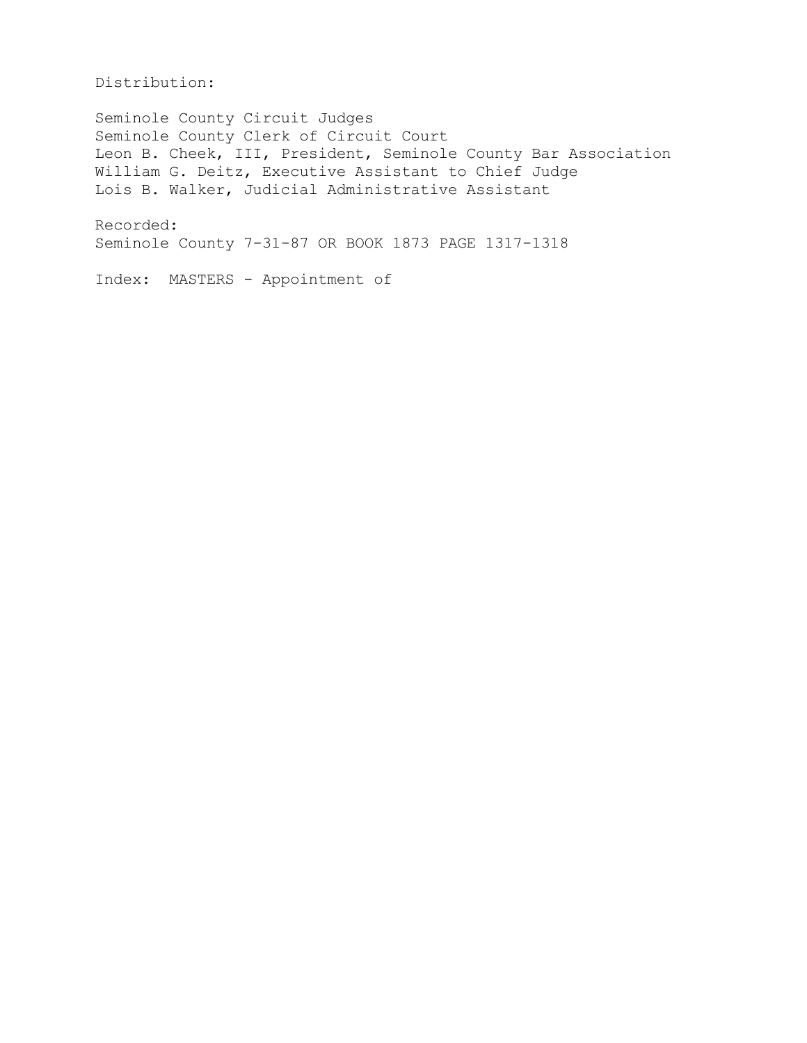Distribution:

Seminole County Circuit Judges
Seminole County Clerk of Circuit Court
Leon B. Cheek, III, President, Seminole County Bar Association
William G. Deitz, Executive Assistant to Chief Judge
Lois B. Walker, Judicial Administrative Assistant

Recorded:
Seminole County 7-31-87 OR BOOK 1873 PAGE 1317-1318

Index: MASTERS - Appointment of